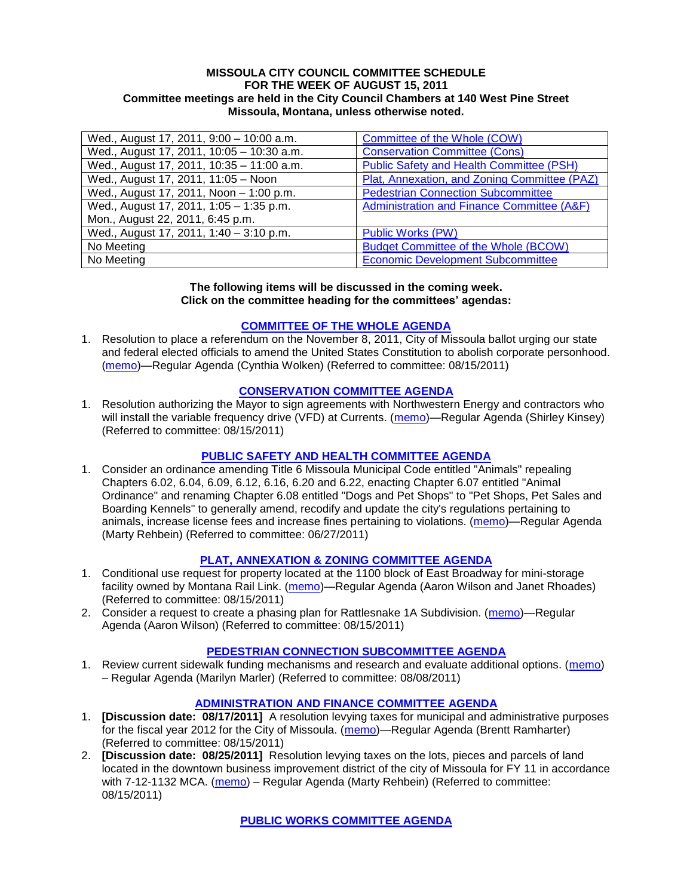**MISSOULA CITY COUNCIL COMMITTEE SCHEDULE**
**FOR THE WEEK OF AUGUST 15, 2011**
**Committee meetings are held in the City Council Chambers at 140 West Pine Street**
**Missoula, Montana, unless otherwise noted.**

| | |
|---|---|
| Wed., August 17, 2011, 9:00 – 10:00 a.m. | Committee of the Whole (COW) |
| Wed., August 17, 2011, 10:05 – 10:30 a.m. | Conservation Committee (Cons) |
| Wed., August 17, 2011, 10:35 – 11:00 a.m. | Public Safety and Health Committee (PSH) |
| Wed., August 17, 2011, 11:05 – Noon | Plat, Annexation, and Zoning Committee (PAZ) |
| Wed., August 17, 2011, Noon – 1:00 p.m. | Pedestrian Connection Subcommittee |
| Wed., August 17, 2011, 1:05 – 1:35 p.m.<br>Mon., August 22, 2011, 6:45 p.m. | Administration and Finance Committee (A&F) |
| Wed., August 17, 2011, 1:40 – 3:10 p.m. | Public Works (PW) |
| No Meeting | Budget Committee of the Whole (BCOW) |
| No Meeting | Economic Development Subcommittee |

**The following items will be discussed in the coming week.**
**Click on the committee heading for the committees' agendas:**

## COMMITTEE OF THE WHOLE AGENDA

1. Resolution to place a referendum on the November 8, 2011, City of Missoula ballot urging our state and federal elected officials to amend the United States Constitution to abolish corporate personhood. (memo)—Regular Agenda (Cynthia Wolken) (Referred to committee: 08/15/2011)

## CONSERVATION COMMITTEE AGENDA

1. Resolution authorizing the Mayor to sign agreements with Northwestern Energy and contractors who will install the variable frequency drive (VFD) at Currents. (memo)—Regular Agenda (Shirley Kinsey) (Referred to committee: 08/15/2011)

## PUBLIC SAFETY AND HEALTH COMMITTEE AGENDA

1. Consider an ordinance amending Title 6 Missoula Municipal Code entitled "Animals" repealing Chapters 6.02, 6.04, 6.09, 6.12, 6.16, 6.20 and 6.22, enacting Chapter 6.07 entitled "Animal Ordinance" and renaming Chapter 6.08 entitled "Dogs and Pet Shops" to "Pet Shops, Pet Sales and Boarding Kennels" to generally amend, recodify and update the city's regulations pertaining to animals, increase license fees and increase fines pertaining to violations. (memo)—Regular Agenda (Marty Rehbein) (Referred to committee: 06/27/2011)

## PLAT, ANNEXATION & ZONING COMMITTEE AGENDA

1. Conditional use request for property located at the 1100 block of East Broadway for mini-storage facility owned by Montana Rail Link. (memo)—Regular Agenda (Aaron Wilson and Janet Rhoades) (Referred to committee: 08/15/2011)
2. Consider a request to create a phasing plan for Rattlesnake 1A Subdivision. (memo)—Regular Agenda (Aaron Wilson) (Referred to committee: 08/15/2011)

## PEDESTRIAN CONNECTION SUBCOMMITTEE AGENDA

1. Review current sidewalk funding mechanisms and research and evaluate additional options. (memo) – Regular Agenda (Marilyn Marler) (Referred to committee: 08/08/2011)

## ADMINISTRATION AND FINANCE COMMITTEE AGENDA

1. **[Discussion date: 08/17/2011]** A resolution levying taxes for municipal and administrative purposes for the fiscal year 2012 for the City of Missoula. (memo)—Regular Agenda (Brentt Ramharter) (Referred to committee: 08/15/2011)
2. **[Discussion date: 08/25/2011]** Resolution levying taxes on the lots, pieces and parcels of land located in the downtown business improvement district of the city of Missoula for FY 11 in accordance with 7-12-1132 MCA. (memo) – Regular Agenda (Marty Rehbein) (Referred to committee: 08/15/2011)

## PUBLIC WORKS COMMITTEE AGENDA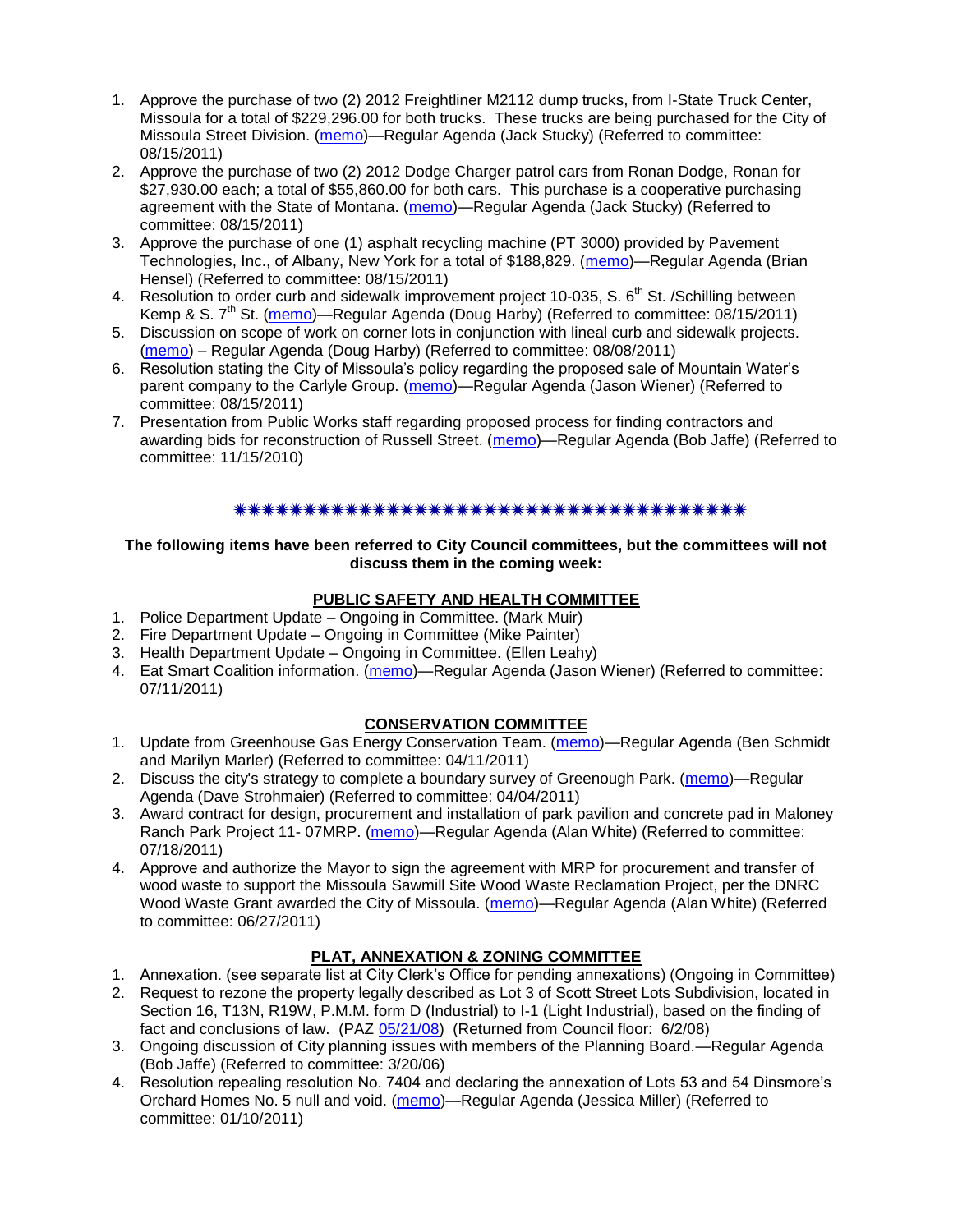1. Approve the purchase of two (2) 2012 Freightliner M2112 dump trucks, from I-State Truck Center, Missoula for a total of $229,296.00 for both trucks. These trucks are being purchased for the City of Missoula Street Division. (memo)—Regular Agenda (Jack Stucky) (Referred to committee: 08/15/2011)
2. Approve the purchase of two (2) 2012 Dodge Charger patrol cars from Ronan Dodge, Ronan for $27,930.00 each; a total of $55,860.00 for both cars. This purchase is a cooperative purchasing agreement with the State of Montana. (memo)—Regular Agenda (Jack Stucky) (Referred to committee: 08/15/2011)
3. Approve the purchase of one (1) asphalt recycling machine (PT 3000) provided by Pavement Technologies, Inc., of Albany, New York for a total of $188,829. (memo)—Regular Agenda (Brian Hensel) (Referred to committee: 08/15/2011)
4. Resolution to order curb and sidewalk improvement project 10-035, S. 6th St. /Schilling between Kemp & S. 7th St. (memo)—Regular Agenda (Doug Harby) (Referred to committee: 08/15/2011)
5. Discussion on scope of work on corner lots in conjunction with lineal curb and sidewalk projects. (memo) – Regular Agenda (Doug Harby) (Referred to committee: 08/08/2011)
6. Resolution stating the City of Missoula's policy regarding the proposed sale of Mountain Water's parent company to the Carlyle Group. (memo)—Regular Agenda (Jason Wiener) (Referred to committee: 08/15/2011)
7. Presentation from Public Works staff regarding proposed process for finding contractors and awarding bids for reconstruction of Russell Street. (memo)—Regular Agenda (Bob Jaffe) (Referred to committee: 11/15/2010)

✳✳✳✳✳✳✳✳✳✳✳✳✳✳✳✳✳✳✳✳✳✳✳✳✳✳✳✳✳✳✳✳✳✳✳✳✳✳✳✳

**The following items have been referred to City Council committees, but the committees will not discuss them in the coming week:**

## PUBLIC SAFETY AND HEALTH COMMITTEE

1. Police Department Update – Ongoing in Committee. (Mark Muir)
2. Fire Department Update – Ongoing in Committee (Mike Painter)
3. Health Department Update – Ongoing in Committee. (Ellen Leahy)
4. Eat Smart Coalition information. (memo)—Regular Agenda (Jason Wiener) (Referred to committee: 07/11/2011)

## CONSERVATION COMMITTEE

1. Update from Greenhouse Gas Energy Conservation Team. (memo)—Regular Agenda (Ben Schmidt and Marilyn Marler) (Referred to committee: 04/11/2011)
2. Discuss the city's strategy to complete a boundary survey of Greenough Park. (memo)—Regular Agenda (Dave Strohmaier) (Referred to committee: 04/04/2011)
3. Award contract for design, procurement and installation of park pavilion and concrete pad in Maloney Ranch Park Project 11- 07MRP. (memo)—Regular Agenda (Alan White) (Referred to committee: 07/18/2011)
4. Approve and authorize the Mayor to sign the agreement with MRP for procurement and transfer of wood waste to support the Missoula Sawmill Site Wood Waste Reclamation Project, per the DNRC Wood Waste Grant awarded the City of Missoula. (memo)—Regular Agenda (Alan White) (Referred to committee: 06/27/2011)

## PLAT, ANNEXATION & ZONING COMMITTEE

1. Annexation. (see separate list at City Clerk's Office for pending annexations) (Ongoing in Committee)
2. Request to rezone the property legally described as Lot 3 of Scott Street Lots Subdivision, located in Section 16, T13N, R19W, P.M.M. form D (Industrial) to I-1 (Light Industrial), based on the finding of fact and conclusions of law. (PAZ 05/21/08) (Returned from Council floor: 6/2/08)
3. Ongoing discussion of City planning issues with members of the Planning Board.—Regular Agenda (Bob Jaffe) (Referred to committee: 3/20/06)
4. Resolution repealing resolution No. 7404 and declaring the annexation of Lots 53 and 54 Dinsmore's Orchard Homes No. 5 null and void. (memo)—Regular Agenda (Jessica Miller) (Referred to committee: 01/10/2011)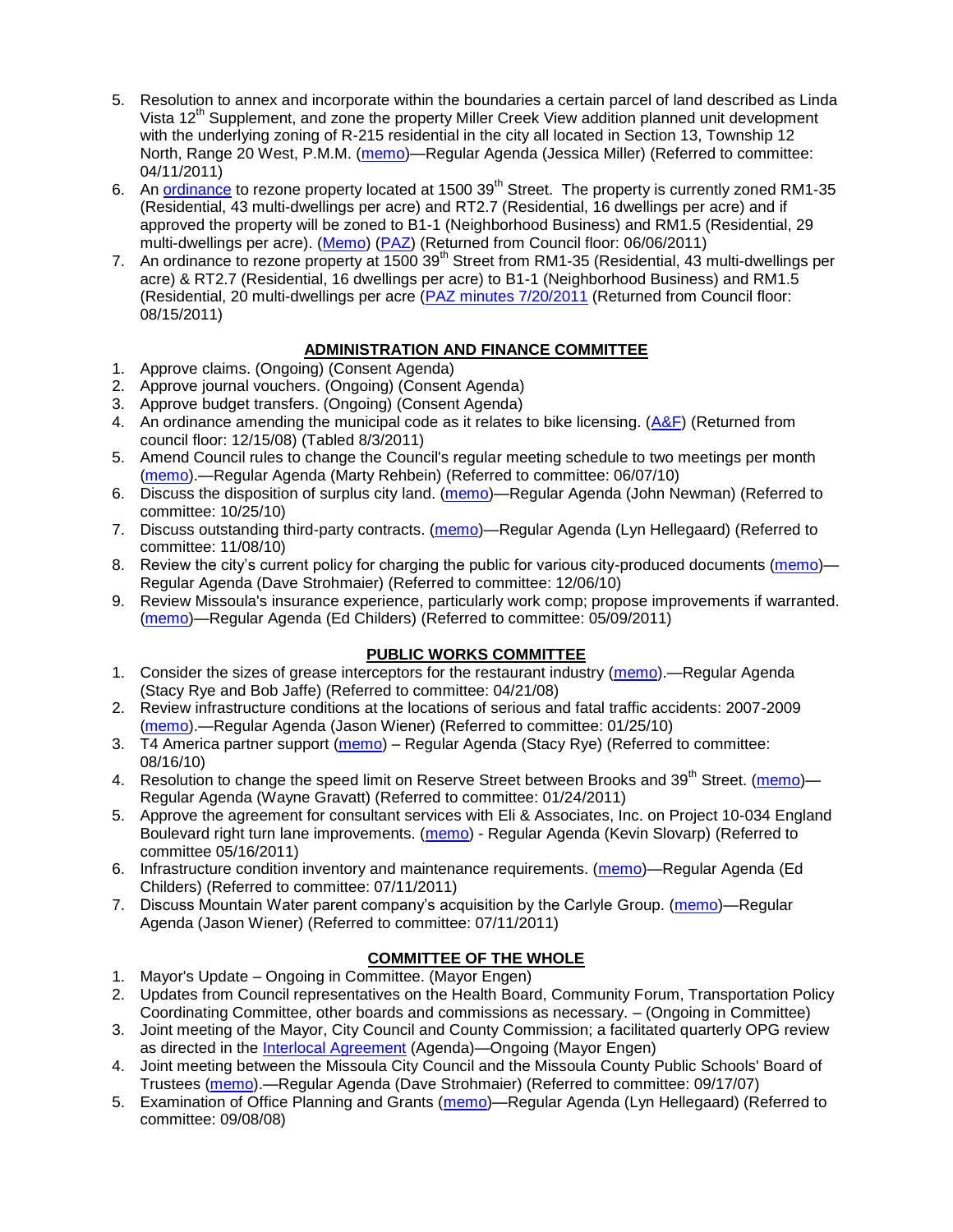5. Resolution to annex and incorporate within the boundaries a certain parcel of land described as Linda Vista 12th Supplement, and zone the property Miller Creek View addition planned unit development with the underlying zoning of R-215 residential in the city all located in Section 13, Township 12 North, Range 20 West, P.M.M. (memo)—Regular Agenda (Jessica Miller) (Referred to committee: 04/11/2011)
6. An ordinance to rezone property located at 1500 39th Street. The property is currently zoned RM1-35 (Residential, 43 multi-dwellings per acre) and RT2.7 (Residential, 16 dwellings per acre) and if approved the property will be zoned to B1-1 (Neighborhood Business) and RM1.5 (Residential, 29 multi-dwellings per acre). (Memo) (PAZ) (Returned from Council floor: 06/06/2011)
7. An ordinance to rezone property at 1500 39th Street from RM1-35 (Residential, 43 multi-dwellings per acre) & RT2.7 (Residential, 16 dwellings per acre) to B1-1 (Neighborhood Business) and RM1.5 (Residential, 20 multi-dwellings per acre (PAZ minutes 7/20/2011 (Returned from Council floor: 08/15/2011)

## ADMINISTRATION AND FINANCE COMMITTEE

1. Approve claims. (Ongoing) (Consent Agenda)
2. Approve journal vouchers. (Ongoing) (Consent Agenda)
3. Approve budget transfers. (Ongoing) (Consent Agenda)
4. An ordinance amending the municipal code as it relates to bike licensing. (A&F) (Returned from council floor: 12/15/08) (Tabled 8/3/2011)
5. Amend Council rules to change the Council's regular meeting schedule to two meetings per month (memo).—Regular Agenda (Marty Rehbein) (Referred to committee: 06/07/10)
6. Discuss the disposition of surplus city land. (memo)—Regular Agenda (John Newman) (Referred to committee: 10/25/10)
7. Discuss outstanding third-party contracts. (memo)—Regular Agenda (Lyn Hellegaard) (Referred to committee: 11/08/10)
8. Review the city's current policy for charging the public for various city-produced documents (memo)—Regular Agenda (Dave Strohmaier) (Referred to committee: 12/06/10)
9. Review Missoula's insurance experience, particularly work comp; propose improvements if warranted. (memo)—Regular Agenda (Ed Childers) (Referred to committee: 05/09/2011)

## PUBLIC WORKS COMMITTEE

1. Consider the sizes of grease interceptors for the restaurant industry (memo).—Regular Agenda (Stacy Rye and Bob Jaffe) (Referred to committee: 04/21/08)
2. Review infrastructure conditions at the locations of serious and fatal traffic accidents: 2007-2009 (memo).—Regular Agenda (Jason Wiener) (Referred to committee: 01/25/10)
3. T4 America partner support (memo) – Regular Agenda (Stacy Rye) (Referred to committee: 08/16/10)
4. Resolution to change the speed limit on Reserve Street between Brooks and 39th Street. (memo)—Regular Agenda (Wayne Gravatt) (Referred to committee: 01/24/2011)
5. Approve the agreement for consultant services with Eli & Associates, Inc. on Project 10-034 England Boulevard right turn lane improvements. (memo) - Regular Agenda (Kevin Slovarp) (Referred to committee 05/16/2011)
6. Infrastructure condition inventory and maintenance requirements. (memo)—Regular Agenda (Ed Childers) (Referred to committee: 07/11/2011)
7. Discuss Mountain Water parent company's acquisition by the Carlyle Group. (memo)—Regular Agenda (Jason Wiener) (Referred to committee: 07/11/2011)

## COMMITTEE OF THE WHOLE

1. Mayor's Update – Ongoing in Committee. (Mayor Engen)
2. Updates from Council representatives on the Health Board, Community Forum, Transportation Policy Coordinating Committee, other boards and commissions as necessary. – (Ongoing in Committee)
3. Joint meeting of the Mayor, City Council and County Commission; a facilitated quarterly OPG review as directed in the Interlocal Agreement (Agenda)—Ongoing (Mayor Engen)
4. Joint meeting between the Missoula City Council and the Missoula County Public Schools' Board of Trustees (memo).—Regular Agenda (Dave Strohmaier) (Referred to committee: 09/17/07)
5. Examination of Office Planning and Grants (memo)—Regular Agenda (Lyn Hellegaard) (Referred to committee: 09/08/08)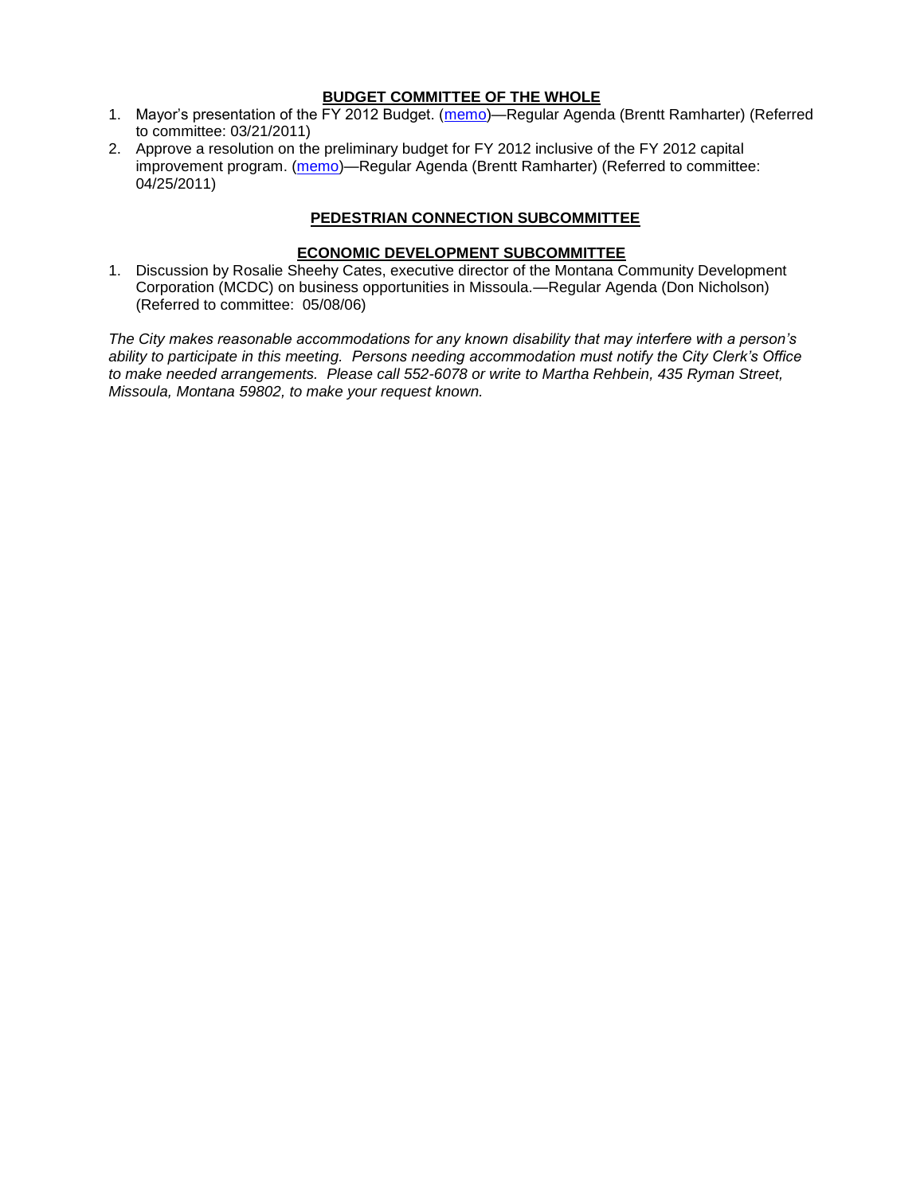**BUDGET COMMITTEE OF THE WHOLE**

1. Mayor's presentation of the FY 2012 Budget. (memo)—Regular Agenda (Brentt Ramharter) (Referred to committee: 03/21/2011)
2. Approve a resolution on the preliminary budget for FY 2012 inclusive of the FY 2012 capital improvement program. (memo)—Regular Agenda (Brentt Ramharter) (Referred to committee: 04/25/2011)

**PEDESTRIAN CONNECTION SUBCOMMITTEE**

**ECONOMIC DEVELOPMENT SUBCOMMITTEE**

1. Discussion by Rosalie Sheehy Cates, executive director of the Montana Community Development Corporation (MCDC) on business opportunities in Missoula.—Regular Agenda (Don Nicholson) (Referred to committee: 05/08/06)

*The City makes reasonable accommodations for any known disability that may interfere with a person's ability to participate in this meeting. Persons needing accommodation must notify the City Clerk's Office to make needed arrangements. Please call 552-6078 or write to Martha Rehbein, 435 Ryman Street, Missoula, Montana 59802, to make your request known.*